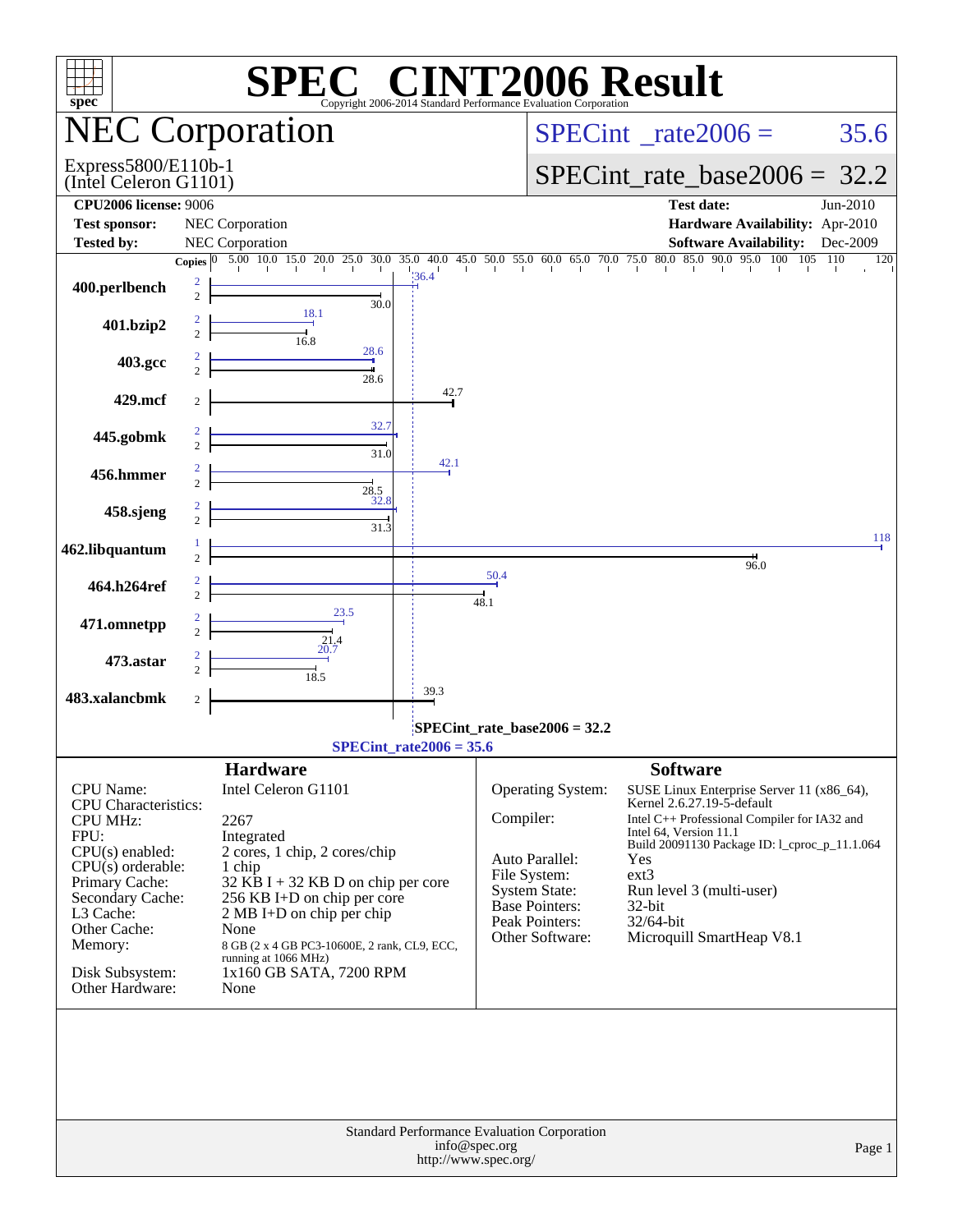# SPEC® CINT2006 Result

Copyright 2006-2014 Standard Performance Evaluation Corporation

## NEC Corporation

Express5800/E110b-1
(Intel Celeron G1101)

SPECint_rate2006 = 35.6

SPECint_rate_base2006 = 32.2

| | | | |
|---|---|---|---|
| **CPU2006 license:** 9006 | | **Test date:** | Jun-2010 |
| **Test sponsor:** | NEC Corporation | **Hardware Availability:** | Apr-2010 |
| **Tested by:** | NEC Corporation | **Software Availability:** | Dec-2009 |

| Benchmark | Copies (peak) | Peak | Copies (base) | Base |
|---|---|---|---|---|
| 400.perlbench | 2 | 36.4 | 2 | 30.0 |
| 401.bzip2 | 2 | 18.1 | 2 | 16.8 |
| 403.gcc | 2 | 28.6 | 2 | 28.6 |
| 429.mcf | | | 2 | 42.7 |
| 445.gobmk | 2 | 32.7 | 2 | 31.0 |
| 456.hmmer | 2 | 42.1 | 2 | 28.5 |
| 458.sjeng | 2 | 32.8 | 2 | 31.3 |
| 462.libquantum | 1 | 118 | 2 | 96.0 |
| 464.h264ref | 2 | 50.4 | 2 | 48.1 |
| 471.omnetpp | 2 | 23.5 | 2 | 21.4 |
| 473.astar | 2 | 20.7 | 2 | 18.5 |
| 483.xalancbmk | | | 2 | 39.3 |

SPECint_rate_base2006 = 32.2

SPECint_rate2006 = 35.6

### Hardware

| | |
|---|---|
| CPU Name: | Intel Celeron G1101 |
| CPU Characteristics: | |
| CPU MHz: | 2267 |
| FPU: | Integrated |
| CPU(s) enabled: | 2 cores, 1 chip, 2 cores/chip |
| CPU(s) orderable: | 1 chip |
| Primary Cache: | 32 KB I + 32 KB D on chip per core |
| Secondary Cache: | 256 KB I+D on chip per core |
| L3 Cache: | 2 MB I+D on chip per chip |
| Other Cache: | None |
| Memory: | 8 GB (2 x 4 GB PC3-10600E, 2 rank, CL9, ECC, running at 1066 MHz) |
| Disk Subsystem: | 1x160 GB SATA, 7200 RPM |
| Other Hardware: | None |

### Software

| | |
|---|---|
| Operating System: | SUSE Linux Enterprise Server 11 (x86_64), Kernel 2.6.27.19-5-default |
| Compiler: | Intel C++ Professional Compiler for IA32 and Intel 64, Version 11.1 Build 20091130 Package ID: l_cproc_p_11.1.064 |
| Auto Parallel: | Yes |
| File System: | ext3 |
| System State: | Run level 3 (multi-user) |
| Base Pointers: | 32-bit |
| Peak Pointers: | 32/64-bit |
| Other Software: | Microquill SmartHeap V8.1 |

Standard Performance Evaluation Corporation
info@spec.org
http://www.spec.org/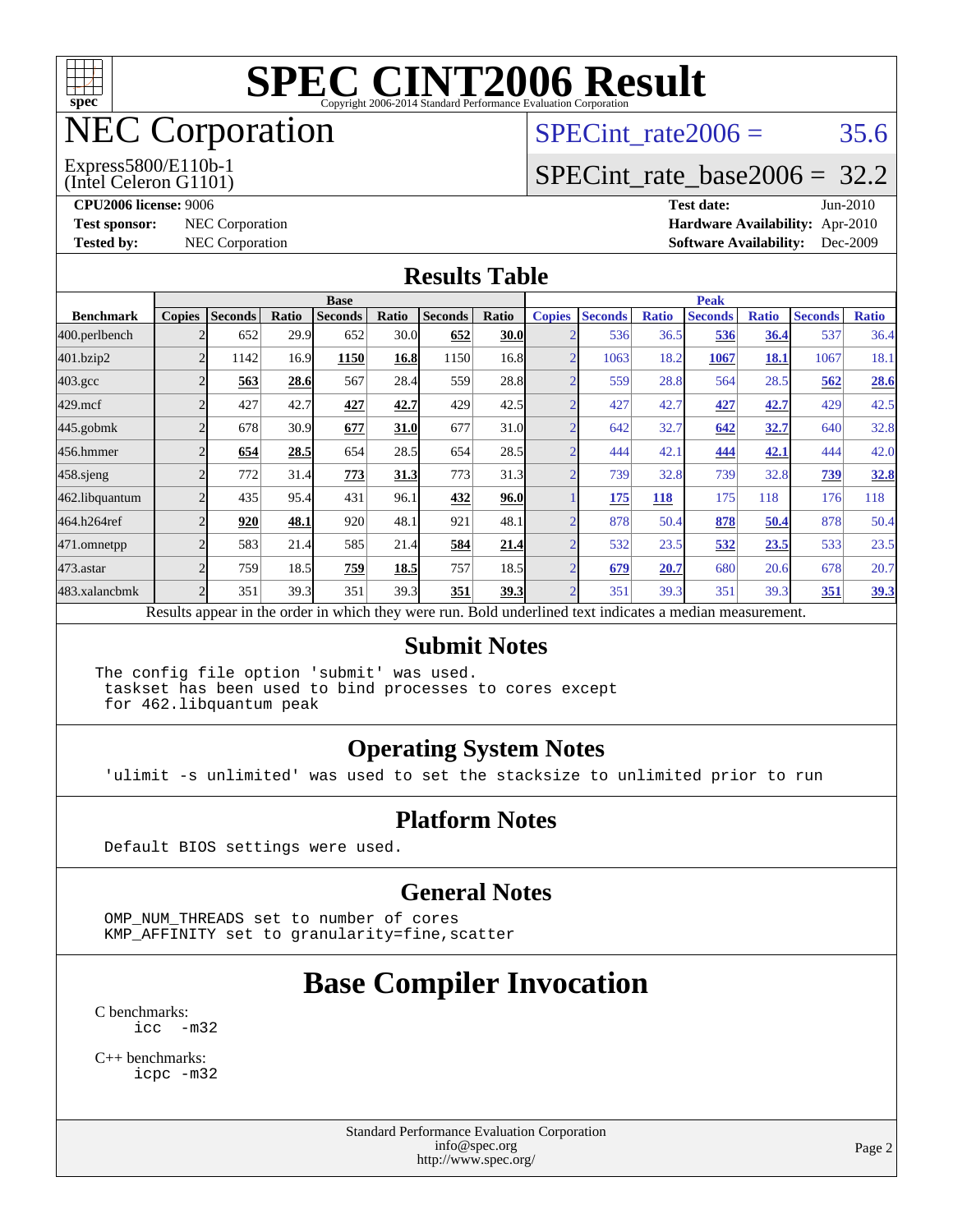# SPEC CINT2006 Result

Copyright 2006-2014 Standard Performance Evaluation Corporation

# NEC Corporation

Express5800/E110b-1
(Intel Celeron G1101)

SPECint_rate2006 = 35.6

SPECint_rate_base2006 = 32.2

**CPU2006 license:** 9006
**Test sponsor:** NEC Corporation
**Tested by:** NEC Corporation

**Test date:** Jun-2010
**Hardware Availability:** Apr-2010
**Software Availability:** Dec-2009

## Results Table

| Benchmark | Base | | | | | | | Peak | | | | | | |
|---|---|---|---|---|---|---|---|---|---|---|---|---|---|---|
| | Copies | Seconds | Ratio | Seconds | Ratio | Seconds | Ratio | Copies | Seconds | Ratio | Seconds | Ratio | Seconds | Ratio |
| 400.perlbench | 2 | 652 | 29.9 | 652 | 30.0 | **652** | **30.0** | 2 | 536 | 36.5 | **536** | **36.4** | 537 | 36.4 |
| 401.bzip2 | 2 | 1142 | 16.9 | **1150** | **16.8** | 1150 | 16.8 | 2 | 1063 | 18.2 | **1067** | **18.1** | 1067 | 18.1 |
| 403.gcc | 2 | **563** | **28.6** | 567 | 28.4 | 559 | 28.8 | 2 | 559 | 28.8 | 564 | 28.5 | **562** | **28.6** |
| 429.mcf | 2 | 427 | 42.7 | **427** | **42.7** | 429 | 42.5 | 2 | 427 | 42.7 | **427** | **42.7** | 429 | 42.5 |
| 445.gobmk | 2 | 678 | 30.9 | **677** | **31.0** | 677 | 31.0 | 2 | 642 | 32.7 | **642** | **32.7** | 640 | 32.8 |
| 456.hmmer | 2 | **654** | **28.5** | 654 | 28.5 | 654 | 28.5 | 2 | 444 | 42.1 | **444** | **42.1** | 444 | 42.0 |
| 458.sjeng | 2 | 772 | 31.4 | **773** | **31.3** | 773 | 31.3 | 2 | 739 | 32.8 | 739 | 32.8 | **739** | **32.8** |
| 462.libquantum | 2 | 435 | 95.4 | 431 | 96.1 | **432** | **96.0** | 1 | **175** | **118** | 175 | 118 | 176 | 118 |
| 464.h264ref | 2 | **920** | **48.1** | 920 | 48.1 | 921 | 48.1 | 2 | 878 | 50.4 | **878** | **50.4** | 878 | 50.4 |
| 471.omnetpp | 2 | 583 | 21.4 | 585 | 21.4 | **584** | **21.4** | 2 | 532 | 23.5 | **532** | **23.5** | 533 | 23.5 |
| 473.astar | 2 | 759 | 18.5 | **759** | **18.5** | 757 | 18.5 | 2 | **679** | **20.7** | 680 | 20.6 | 678 | 20.7 |
| 483.xalancbmk | 2 | 351 | 39.3 | 351 | 39.3 | **351** | **39.3** | 2 | 351 | 39.3 | 351 | 39.3 | **351** | **39.3** |

Results appear in the order in which they were run. Bold underlined text indicates a median measurement.

## Submit Notes

```
The config file option 'submit' was used.
 taskset has been used to bind processes to cores except
 for 462.libquantum peak
```

## Operating System Notes

```
'ulimit -s unlimited' was used to set the stacksize to unlimited prior to run
```

## Platform Notes

```
Default BIOS settings were used.
```

## General Notes

```
OMP_NUM_THREADS set to number of cores
KMP_AFFINITY set to granularity=fine,scatter
```

## Base Compiler Invocation

C benchmarks:
```
icc  -m32
```

C++ benchmarks:
```
icpc -m32
```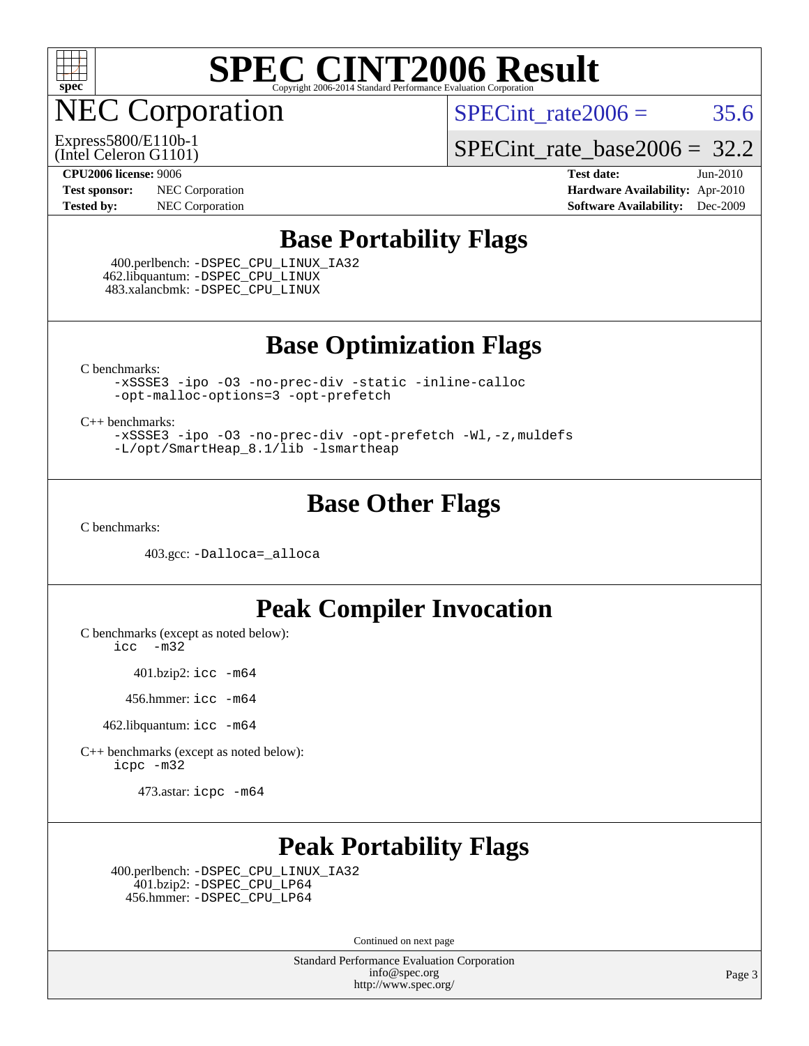# SPEC CINT2006 Result

Copyright 2006-2014 Standard Performance Evaluation Corporation

## NEC Corporation

Express5800/E110b-1
(Intel Celeron G1101)

SPECint_rate2006 = 35.6

SPECint_rate_base2006 = 32.2

| | | | |
|---|---|---|---|
| **CPU2006 license:** 9006 | | **Test date:** | Jun-2010 |
| **Test sponsor:** | NEC Corporation | **Hardware Availability:** | Apr-2010 |
| **Tested by:** | NEC Corporation | **Software Availability:** | Dec-2009 |

## Base Portability Flags

400.perlbench: `-DSPEC_CPU_LINUX_IA32`
462.libquantum: `-DSPEC_CPU_LINUX`
483.xalancbmk: `-DSPEC_CPU_LINUX`

## Base Optimization Flags

C benchmarks:

```
-xSSSE3 -ipo -O3 -no-prec-div -static -inline-calloc
-opt-malloc-options=3 -opt-prefetch
```

C++ benchmarks:

```
-xSSSE3 -ipo -O3 -no-prec-div -opt-prefetch -Wl,-z,muldefs
-L/opt/SmartHeap_8.1/lib -lsmartheap
```

## Base Other Flags

C benchmarks:

403.gcc: `-Dalloca=_alloca`

## Peak Compiler Invocation

C benchmarks (except as noted below):
`icc -m32`

401.bzip2: `icc -m64`

456.hmmer: `icc -m64`

462.libquantum: `icc -m64`

C++ benchmarks (except as noted below):
`icpc -m32`

473.astar: `icpc -m64`

## Peak Portability Flags

400.perlbench: `-DSPEC_CPU_LINUX_IA32`
401.bzip2: `-DSPEC_CPU_LP64`
456.hmmer: `-DSPEC_CPU_LP64`

Continued on next page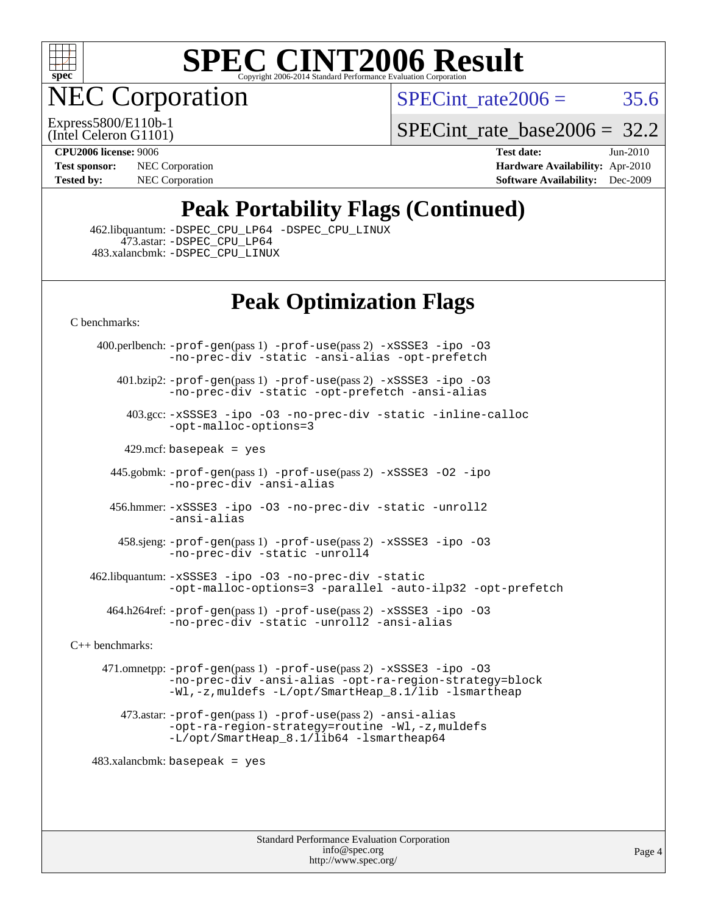# SPEC CINT2006 Result

## NEC Corporation

Express5800/E110b-1
(Intel Celeron G1101)

SPECint_rate2006 = 35.6

SPECint_rate_base2006 = 32.2

**CPU2006 license:** 9006
**Test sponsor:** NEC Corporation
**Tested by:** NEC Corporation

**Test date:** Jun-2010
**Hardware Availability:** Apr-2010
**Software Availability:** Dec-2009

## Peak Portability Flags (Continued)

462.libquantum: -DSPEC_CPU_LP64 -DSPEC_CPU_LINUX
473.astar: -DSPEC_CPU_LP64
483.xalancbmk: -DSPEC_CPU_LINUX

## Peak Optimization Flags

C benchmarks:

400.perlbench: -prof-gen(pass 1) -prof-use(pass 2) -xSSSE3 -ipo -O3 -no-prec-div -static -ansi-alias -opt-prefetch

401.bzip2: -prof-gen(pass 1) -prof-use(pass 2) -xSSSE3 -ipo -O3 -no-prec-div -static -opt-prefetch -ansi-alias

403.gcc: -xSSSE3 -ipo -O3 -no-prec-div -static -inline-calloc -opt-malloc-options=3

429.mcf: basepeak = yes

445.gobmk: -prof-gen(pass 1) -prof-use(pass 2) -xSSSE3 -O2 -ipo -no-prec-div -ansi-alias

456.hmmer: -xSSSE3 -ipo -O3 -no-prec-div -static -unroll2 -ansi-alias

458.sjeng: -prof-gen(pass 1) -prof-use(pass 2) -xSSSE3 -ipo -O3 -no-prec-div -static -unroll4

462.libquantum: -xSSSE3 -ipo -O3 -no-prec-div -static -opt-malloc-options=3 -parallel -auto-ilp32 -opt-prefetch

464.h264ref: -prof-gen(pass 1) -prof-use(pass 2) -xSSSE3 -ipo -O3 -no-prec-div -static -unroll2 -ansi-alias

C++ benchmarks:

471.omnetpp: -prof-gen(pass 1) -prof-use(pass 2) -xSSSE3 -ipo -O3 -no-prec-div -ansi-alias -opt-ra-region-strategy=block -Wl,-z,muldefs -L/opt/SmartHeap_8.1/lib -lsmartheap

473.astar: -prof-gen(pass 1) -prof-use(pass 2) -ansi-alias -opt-ra-region-strategy=routine -Wl,-z,muldefs -L/opt/SmartHeap_8.1/lib64 -lsmartheap64

483.xalancbmk: basepeak = yes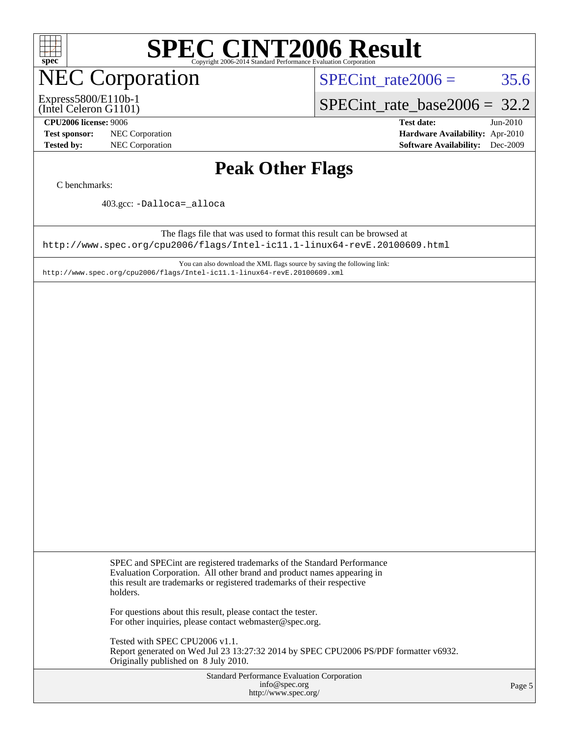# SPEC CINT2006 Result

Copyright 2006-2014 Standard Performance Evaluation Corporation

# NEC Corporation

Express5800/E110b-1
(Intel Celeron G1101)

SPECint_rate2006 = 35.6

SPECint_rate_base2006 = 32.2

**CPU2006 license:** 9006
**Test sponsor:** NEC Corporation
**Tested by:** NEC Corporation

**Test date:** Jun-2010
**Hardware Availability:** Apr-2010
**Software Availability:** Dec-2009

## Peak Other Flags

C benchmarks:

403.gcc: `-Dalloca=_alloca`

The flags file that was used to format this result can be browsed at
http://www.spec.org/cpu2006/flags/Intel-ic11.1-linux64-revE.20100609.html

You can also download the XML flags source by saving the following link:
http://www.spec.org/cpu2006/flags/Intel-ic11.1-linux64-revE.20100609.xml

SPEC and SPECint are registered trademarks of the Standard Performance Evaluation Corporation. All other brand and product names appearing in this result are trademarks or registered trademarks of their respective holders.

For questions about this result, please contact the tester.
For other inquiries, please contact webmaster@spec.org.

Tested with SPEC CPU2006 v1.1.
Report generated on Wed Jul 23 13:27:32 2014 by SPEC CPU2006 PS/PDF formatter v6932.
Originally published on 8 July 2010.

Standard Performance Evaluation Corporation
info@spec.org
http://www.spec.org/